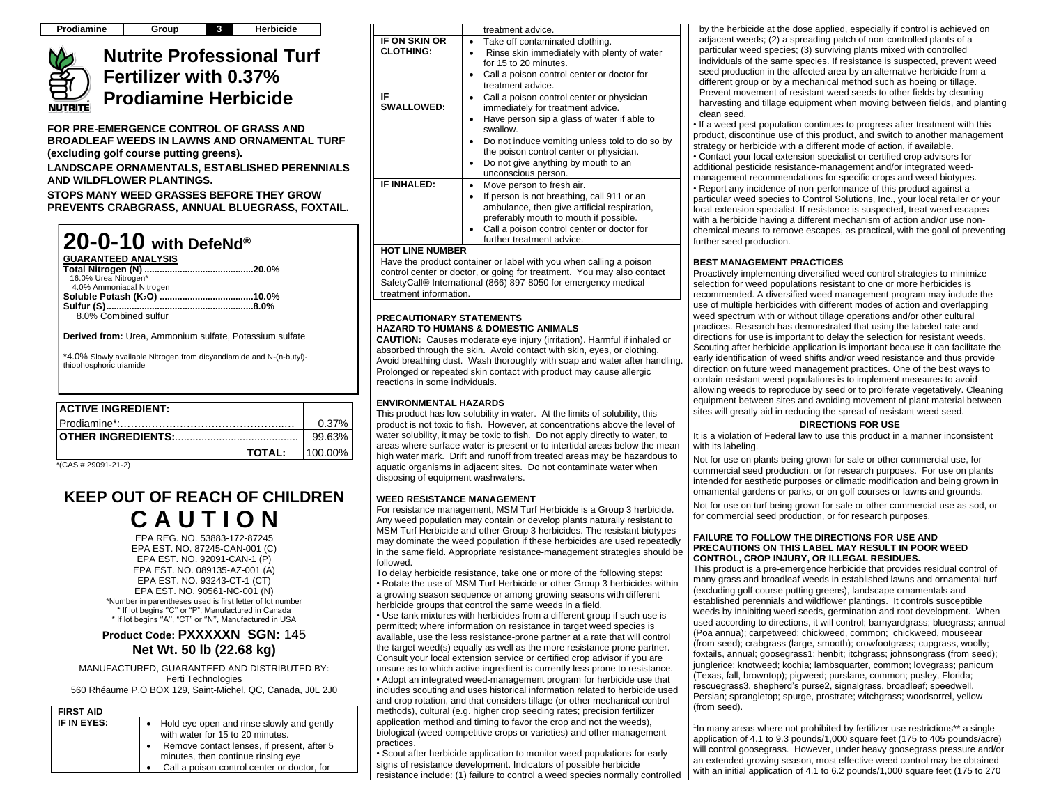| Prodiamine | Group | 3 | Herbicide |
|---|---|---|---|

# Nutrite Professional Turf Fertilizer with 0.37% Prodiamine Herbicide

**FOR PRE-EMERGENCE CONTROL OF GRASS AND BROADLEAF WEEDS IN LAWNS AND ORNAMENTAL TURF (excluding golf course putting greens).**

**LANDSCAPE ORNAMENTALS, ESTABLISHED PERENNIALS AND WILDFLOWER PLANTINGS.**

**STOPS MANY WEED GRASSES BEFORE THEY GROW PREVENTS CRABGRASS, ANNUAL BLUEGRASS, FOXTAIL.**

## 20-0-10 with DefeNd®

**GUARANTEED ANALYSIS**

**Total Nitrogen (N) ..........................................20.0%**
16.0% Urea Nitrogen*
4.0% Ammoniacal Nitrogen
**Soluble Potash ($K_2O$) .....................................10.0%**
**Sulfur (S)..........................................................8.0%**
8.0% Combined sulfur

**Derived from:** Urea, Ammonium sulfate, Potassium sulfate

*4.0% Slowly available Nitrogen from dicyandiamide and N-(n-butyl)-thiophosphoric triamide

| ACTIVE INGREDIENT: | |
|---|---|
| Prodiamine*:.................................................. | 0.37% |
| **OTHER INGREDIENTS:**.......................................... | 99.63% |
| **TOTAL:** | 100.00% |

*(CAS # 29091-21-2)

## KEEP OUT OF REACH OF CHILDREN

## C A U T I O N

EPA REG. NO. 53883-172-87245
EPA EST. NO. 87245-CAN-001 (C)
EPA EST. NO. 92091-CAN-1 (P)
EPA EST. NO. 089135-AZ-001 (A)
EPA EST. NO. 93243-CT-1 (CT)
EPA EST. NO. 90561-NC-001 (N)
*Number in parentheses used is first letter of lot number
* If lot begins "C" or "P", Manufactured in Canada
* If lot begins "A", "CT" or "N", Manufactured in USA

**Product Code: PXXXXXN SGN:** 145
**Net Wt. 50 lb (22.68 kg)**

MANUFACTURED, GUARANTEED AND DISTRIBUTED BY:
Ferti Technologies
560 Rhéaume P.O BOX 129, Saint-Michel, QC, Canada, J0L 2J0

| FIRST AID | |
|---|---|
| **IF IN EYES:** | • Hold eye open and rinse slowly and gently with water for 15 to 20 minutes.<br>• Remove contact lenses, if present, after 5 minutes, then continue rinsing eye<br>• Call a poison control center or doctor, for treatment advice. |
| **IF ON SKIN OR CLOTHING:** | • Take off contaminated clothing.<br>• Rinse skin immediately with plenty of water for 15 to 20 minutes.<br>• Call a poison control center or doctor for treatment advice. |
| **IF SWALLOWED:** | • Call a poison control center or physician immediately for treatment advice.<br>• Have person sip a glass of water if able to swallow.<br>• Do not induce vomiting unless told to do so by the poison control center or physician.<br>• Do not give anything by mouth to an unconscious person. |
| **IF INHALED:** | • Move person to fresh air.<br>• If person is not breathing, call 911 or an ambulance, then give artificial respiration, preferably mouth to mouth if possible.<br>• Call a poison control center or doctor for further treatment advice. |

**HOT LINE NUMBER**
Have the product container or label with you when calling a poison control center or doctor, or going for treatment. You may also contact SafetyCall® International (866) 897-8050 for emergency medical treatment information.

### PRECAUTIONARY STATEMENTS

**HAZARD TO HUMANS & DOMESTIC ANIMALS**

**CAUTION:** Causes moderate eye injury (irritation). Harmful if inhaled or absorbed through the skin. Avoid contact with skin, eyes, or clothing. Avoid breathing dust. Wash thoroughly with soap and water after handling. Prolonged or repeated skin contact with product may cause allergic reactions in some individuals.

### ENVIRONMENTAL HAZARDS

This product has low solubility in water. At the limits of solubility, this product is not toxic to fish. However, at concentrations above the level of water solubility, it may be toxic to fish. Do not apply directly to water, to areas where surface water is present or to intertidal areas below the mean high water mark. Drift and runoff from treated areas may be hazardous to aquatic organisms in adjacent sites. Do not contaminate water when disposing of equipment washwaters.

### WEED RESISTANCE MANAGEMENT

For resistance management, MSM Turf Herbicide is a Group 3 herbicide. Any weed population may contain or develop plants naturally resistant to MSM Turf Herbicide and other Group 3 herbicides. The resistant biotypes may dominate the weed population if these herbicides are used repeatedly in the same field. Appropriate resistance-management strategies should be followed.

To delay herbicide resistance, take one or more of the following steps:

• Rotate the use of MSM Turf Herbicide or other Group 3 herbicides within a growing season sequence or among growing seasons with different herbicide groups that control the same weeds in a field.

• Use tank mixtures with herbicides from a different group if such use is permitted; where information on resistance in target weed species is available, use the less resistance-prone partner at a rate that will control the target weed(s) equally as well as the more resistance prone partner. Consult your local extension service or certified crop advisor if you are unsure as to which active ingredient is currently less prone to resistance.

• Adopt an integrated weed-management program for herbicide use that includes scouting and uses historical information related to herbicide used and crop rotation, and that considers tillage (or other mechanical control methods), cultural (e.g. higher crop seeding rates; precision fertilizer application method and timing to favor the crop and not the weeds), biological (weed-competitive crops or varieties) and other management practices.

• Scout after herbicide application to monitor weed populations for early signs of resistance development. Indicators of possible herbicide resistance include: (1) failure to control a weed species normally controlled by the herbicide at the dose applied, especially if control is achieved on adjacent weeds; (2) a spreading patch of non-controlled plants of a particular weed species; (3) surviving plants mixed with controlled individuals of the same species. If resistance is suspected, prevent weed seed production in the affected area by an alternative herbicide from a different group or by a mechanical method such as hoeing or tillage. Prevent movement of resistant weed seeds to other fields by cleaning harvesting and tillage equipment when moving between fields, and planting clean seed.

• If a weed pest population continues to progress after treatment with this product, discontinue use of this product, and switch to another management strategy or herbicide with a different mode of action, if available.

• Contact your local extension specialist or certified crop advisors for additional pesticide resistance-management and/or integrated weed-management recommendations for specific crops and weed biotypes.

• Report any incidence of non-performance of this product against a particular weed species to Control Solutions, Inc., your local retailer or your local extension specialist. If resistance is suspected, treat weed escapes with a herbicide having a different mechanism of action and/or use non-chemical means to remove escapes, as practical, with the goal of preventing further seed production.

### BEST MANAGEMENT PRACTICES

Proactively implementing diversified weed control strategies to minimize selection for weed populations resistant to one or more herbicides is recommended. A diversified weed management program may include the use of multiple herbicides with different modes of action and overlapping weed spectrum with or without tillage operations and/or other cultural practices. Research has demonstrated that using the labeled rate and directions for use is important to delay the selection for resistant weeds. Scouting after herbicide application is important because it can facilitate the early identification of weed shifts and/or weed resistance and thus provide direction on future weed management practices. One of the best ways to contain resistant weed populations is to implement measures to avoid allowing weeds to reproduce by seed or to proliferate vegetatively. Cleaning equipment between sites and avoiding movement of plant material between sites will greatly aid in reducing the spread of resistant weed seed.

### DIRECTIONS FOR USE

It is a violation of Federal law to use this product in a manner inconsistent with its labeling.

Not for use on plants being grown for sale or other commercial use, for commercial seed production, or for research purposes. For use on plants intended for aesthetic purposes or climatic modification and being grown in ornamental gardens or parks, or on golf courses or lawns and grounds.

Not for use on turf being grown for sale or other commercial use as sod, or for commercial seed production, or for research purposes.

**FAILURE TO FOLLOW THE DIRECTIONS FOR USE AND PRECAUTIONS ON THIS LABEL MAY RESULT IN POOR WEED CONTROL, CROP INJURY, OR ILLEGAL RESIDUES.**

This product is a pre-emergence herbicide that provides residual control of many grass and broadleaf weeds in established lawns and ornamental turf (excluding golf course putting greens), landscape ornamentals and established perennials and wildflower plantings. It controls susceptible weeds by inhibiting weed seeds, germination and root development. When used according to directions, it will control; barnyardgrass; bluegrass; annual (Poa annua); carpetweed; chickweed, common; chickweed, mouseear (from seed); crabgrass (large, smooth); crowfootgrass; cupgrass, woolly; foxtails, annual; goosegrass1; henbit; itchgrass; johnsongrass (from seed); junglerice; knotweed; kochia; lambsquarter, common; lovegrass; panicum (Texas, fall, browntop); pigweed; purslane, common; pusley, Florida; rescuegrass3, shepherd's purse2, signalgrass, broadleaf; speedwell, Persian; sprangletop; spurge, prostrate; witchgrass; woodsorrel, yellow (from seed).

[1]In many areas where not prohibited by fertilizer use restrictions** a single application of 4.1 to 9.3 pounds/1,000 square feet (175 to 405 pounds/acre) will control goosegrass. However, under heavy goosegrass pressure and/or an extended growing season, most effective weed control may be obtained with an initial application of 4.1 to 6.2 pounds/1,000 square feet (175 to 270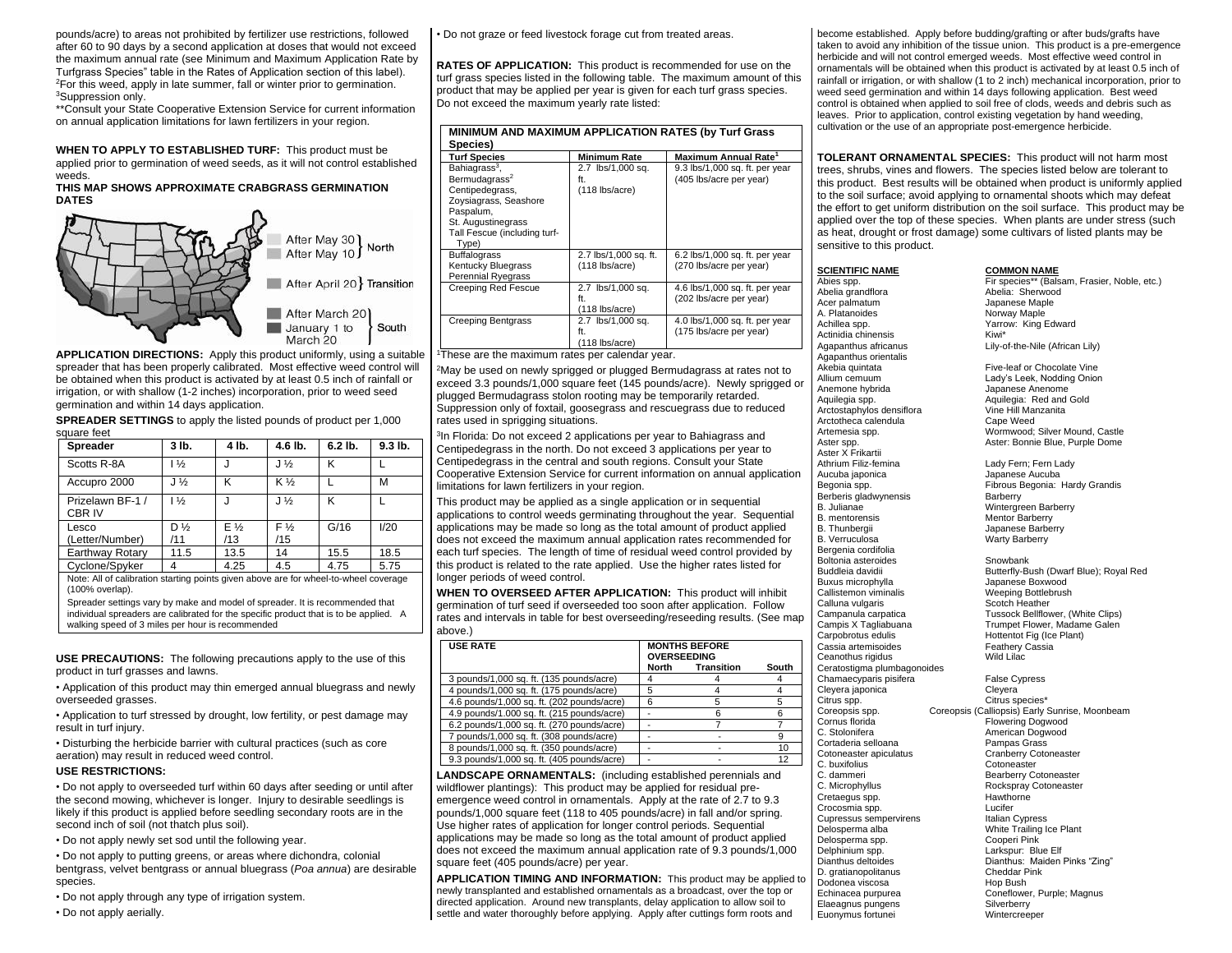pounds/acre) to areas not prohibited by fertilizer use restrictions, followed after 60 to 90 days by a second application at doses that would not exceed the maximum annual rate (see Minimum and Maximum Application Rate by Turfgrass Species" table in the Rates of Application section of this label).
[2]For this weed, apply in late summer, fall or winter prior to germination.
[3]Suppression only.

**Consult your State Cooperative Extension Service for current information on annual application limitations for lawn fertilizers in your region.

**WHEN TO APPLY TO ESTABLISHED TURF:** This product must be applied prior to germination of weed seeds, as it will not control established weeds.

**THIS MAP SHOWS APPROXIMATE CRABGRASS GERMINATION DATES**

After May 30 } North
After May 10 }

After April 20 } Transition

After March 20 }
January 1 to March 20 } South

**APPLICATION DIRECTIONS:** Apply this product uniformly, using a suitable spreader that has been properly calibrated. Most effective weed control will be obtained when this product is activated by at least 0.5 inch of rainfall or irrigation, or with shallow (1-2 inches) incorporation, prior to weed seed germination and within 14 days application.

**SPREADER SETTINGS** to apply the listed pounds of product per 1,000 square feet

| Spreader | 3 lb. | 4 lb. | 4.6 lb. | 6.2 lb. | 9.3 lb. |
|---|---|---|---|---|---|
| Scotts R-8A | I ½ | J | J ½ | K | L |
| Accupro 2000 | J ½ | K | K ½ | L | M |
| Prizelawn BF-1 / CBR IV | I ½ | J | J ½ | K | L |
| Lesco (Letter/Number) | D ½ /11 | E ½ /13 | F ½ /15 | G/16 | I/20 |
| Earthway Rotary | 11.5 | 13.5 | 14 | 15.5 | 18.5 |
| Cyclone/Spyker | 4 | 4.25 | 4.5 | 4.75 | 5.75 |

Note: All of calibration starting points given above are for wheel-to-wheel coverage (100% overlap).

Spreader settings vary by make and model of spreader. It is recommended that individual spreaders are calibrated for the specific product that is to be applied. A walking speed of 3 miles per hour is recommended

**USE PRECAUTIONS:** The following precautions apply to the use of this product in turf grasses and lawns.

- Application of this product may thin emerged annual bluegrass and newly overseeded grasses.
- Application to turf stressed by drought, low fertility, or pest damage may result in turf injury.
- Disturbing the herbicide barrier with cultural practices (such as core aeration) may result in reduced weed control.

**USE RESTRICTIONS:**

- Do not apply to overseeded turf within 60 days after seeding or until after the second mowing, whichever is longer. Injury to desirable seedlings is likely if this product is applied before seedling secondary roots are in the second inch of soil (not thatch plus soil).
- Do not apply newly set sod until the following year.
- Do not apply to putting greens, or areas where dichondra, colonial bentgrass, velvet bentgrass or annual bluegrass (*Poa annua*) are desirable species.
- Do not apply through any type of irrigation system.
- Do not apply aerially.
- Do not graze or feed livestock forage cut from treated areas.

**RATES OF APPLICATION:** This product is recommended for use on the turf grass species listed in the following table. The maximum amount of this product that may be applied per year is given for each turf grass species. Do not exceed the maximum yearly rate listed:

**MINIMUM AND MAXIMUM APPLICATION RATES (by Turf Grass Species)**

| Turf Species | Minimum Rate | Maximum Annual Rate[1] |
|---|---|---|
| Bahiagrass[3], Bermudagrass[2], Centipedegrass, Zoysiagrass, Seashore Paspalum, St. Augustinegrass, Tall Fescue (including turf-Type) | 2.7 lbs/1,000 sq. ft. (118 lbs/acre) | 9.3 lbs/1,000 sq. ft. per year (405 lbs/acre per year) |
| Buffalograss, Kentucky Bluegrass, Perennial Ryegrass | 2.7 lbs/1,000 sq. ft. (118 lbs/acre) | 6.2 lbs/1,000 sq. ft. per year (270 lbs/acre per year) |
| Creeping Red Fescue | 2.7 lbs/1,000 sq. ft. (118 lbs/acre) | 4.6 lbs/1,000 sq. ft. per year (202 lbs/acre per year) |
| Creeping Bentgrass | 2.7 lbs/1,000 sq. ft. (118 lbs/acre) | 4.0 lbs/1,000 sq. ft. per year (175 lbs/acre per year) |

[1]These are the maximum rates per calendar year.

[2]May be used on newly sprigged or plugged Bermudagrass at rates not to exceed 3.3 pounds/1,000 square feet (145 pounds/acre). Newly sprigged or plugged Bermudagrass stolon rooting may be temporarily retarded. Suppression only of foxtail, goosegrass and rescuegrass due to reduced rates used in sprigging situations.

[3]In Florida: Do not exceed 2 applications per year to Bahiagrass and Centipedegrass in the north. Do not exceed 3 applications per year to Centipedegrass in the central and south regions. Consult your State Cooperative Extension Service for current information on annual application limitations for lawn fertilizers in your region.

This product may be applied as a single application or in sequential applications to control weeds germinating throughout the year. Sequential applications may be made so long as the total amount of product applied does not exceed the maximum annual application rates recommended for each turf species. The length of time of residual weed control provided by this product is related to the rate applied. Use the higher rates listed for longer periods of weed control.

**WHEN TO OVERSEED AFTER APPLICATION:** This product will inhibit germination of turf seed if overseeded too soon after application. Follow rates and intervals in table for best overseeding/reseeding results. (See map above.)

| USE RATE | MONTHS BEFORE OVERSEEDING | | |
|---|---|---|---|
| | North | Transition | South |
| 3 pounds/1,000 sq. ft. (135 pounds/acre) | 4 | 4 | 4 |
| 4 pounds/1,000 sq. ft. (175 pounds/acre) | 5 | 4 | 4 |
| 4.6 pounds/1,000 sq. ft. (202 pounds/acre) | 6 | 5 | 5 |
| 4.9 pounds/1,000 sq. ft. (215 pounds/acre) | - | 6 | 6 |
| 6.2 pounds/1,000 sq. ft. (270 pounds/acre) | - | 7 | 7 |
| 7 pounds/1,000 sq. ft. (308 pounds/acre) | - | - | 9 |
| 8 pounds/1,000 sq. ft. (350 pounds/acre) | - | - | 10 |
| 9.3 pounds/1,000 sq. ft. (405 pounds/acre) | - | - | 12 |

**LANDSCAPE ORNAMENTALS:** (including established perennials and wildflower plantings): This product may be applied for residual pre-emergence weed control in ornamentals. Apply at the rate of 2.7 to 9.3 pounds/1,000 square feet (118 to 405 pounds/acre) in fall and/or spring. Use higher rates of application for longer control periods. Sequential applications may be made so long as the total amount of product applied does not exceed the maximum annual application rate of 9.3 pounds/1,000 square feet (405 pounds/acre) per year.

**APPLICATION TIMING AND INFORMATION:** This product may be applied to newly transplanted and established ornamentals as a broadcast, over the top or directed application. Around new transplants, delay application to allow soil to settle and water thoroughly before applying. Apply after cuttings form roots and become established. Apply before budding/grafting or after buds/grafts have taken to avoid any inhibition of the tissue union. This product is a pre-emergence herbicide and will not control emerged weeds. Most effective weed control in ornamentals will be obtained when this product is activated by at least 0.5 inch of rainfall or irrigation, or with shallow (1 to 2 inch) mechanical incorporation, prior to weed seed germination and within 14 days following application. Best weed control is obtained when applied to soil free of clods, weeds and debris such as leaves. Prior to application, control existing vegetation by hand weeding, cultivation or the use of an appropriate post-emergence herbicide.

**TOLERANT ORNAMENTAL SPECIES:** This product will not harm most trees, shrubs, vines and flowers. The species listed below are tolerant to this product. Best results will be obtained when product is uniformly applied to the soil surface; avoid applying to ornamental shoots which may defeat the effort to get uniform distribution on the soil surface. This product may be applied over the top of these species. When plants are under stress (such as heat, drought or frost damage) some cultivars of listed plants may be sensitive to this product.

| SCIENTIFIC NAME | COMMON NAME |
|---|---|
| Abies spp. | Fir species** (Balsam, Frasier, Noble, etc.) |
| Abelia grandflora | Abelia: Sherwood |
| Acer palmatum | Japanese Maple |
| A. Platanoides | Norway Maple |
| Achillea spp. | Yarrow: King Edward |
| Actinidia chinensis | Kiwi* |
| Agapanthus africanus | Lily-of-the-Nile (African Lily) |
| Agapanthus orientalis | |
| Akebia quintata | Five-leaf or Chocolate Vine |
| Allium cernuum | Lady's Leek, Nodding Onion |
| Anemone hybrida | Japanese Anenome |
| Aquilegia spp. | Aquilegia: Red and Gold |
| Arctostaphylos densiflora | Vine Hill Manzanita |
| Arctotheca calendula | Cape Weed |
| Artemesia spp. | Wormwood; Silver Mound, Castle |
| Aster spp. | Aster: Bonnie Blue, Purple Dome |
| Aster X Frikartii | |
| Athrium Filiz-femina | Lady Fern; Fern Lady |
| Aucuba japonica | Japanese Aucuba |
| Begonia spp. | Fibrous Begonia: Hardy Grandis |
| Berberis gladwynensis | Barberry |
| B. Julianae | Wintergreen Barberry |
| B. mentorensis | Mentor Barberry |
| B. Thunbergii | Japanese Barberry |
| B. Verruculosa | Warty Barberry |
| Bergenia cordifolia | |
| Boltonia asteroides | Snowbank |
| Buddleia davidii | Butterfly-Bush (Dwarf Blue); Royal Red |
| Buxus microphylla | Japanese Boxwood |
| Callistemon viminalis | Weeping Bottlebrush |
| Calluna vulgaris | Scotch Heather |
| Campanula carpatica | Tussock Bellflower, (White Clips) |
| Campis X Tagliabuana | Trumpet Flower, Madame Galen |
| Carpobrotus edulis | Hottentot Fig (Ice Plant) |
| Cassia artemisoides | Feathery Cassia |
| Ceanothus rigidus | Wild Lilac |
| Ceratostigma plumbagonoides | |
| Chamaecyparis pisifera | False Cypress |
| Cleyera japonica | Cleyera |
| Citrus spp. | Citrus species* |
| Coreopsis spp. | Coreopsis (Calliopsis) Early Sunrise, Moonbeam |
| Cornus florida | Flowering Dogwood |
| C. Stolonifera | American Dogwood |
| Cortaderia selloana | Pampas Grass |
| Cotoneaster apiculatus | Cranberry Cotoneaster |
| C. buxifolius | Cotoneaster |
| C. dammeri | Bearberry Cotoneaster |
| C. Microphyllus | Rockspray Cotoneaster |
| Cretaegus spp. | Hawthorne |
| Crocosmia spp. | Lucifer |
| Cupressus sempervirens | Italian Cypress |
| Delosperma alba | White Trailing Ice Plant |
| Delosperma spp. | Cooperi Pink |
| Delphinium spp. | Larkspur: Blue Elf |
| Dianthus deltoides | Dianthus: Maiden Pinks "Zing" |
| D. gratianopolitanus | Cheddar Pink |
| Dodonea viscosa | Hop Bush |
| Echinacea purpurea | Coneflower, Purple; Magnus |
| Elaeagnus pungens | Silverberry |
| Euonymus fortunei | Wintercreeper |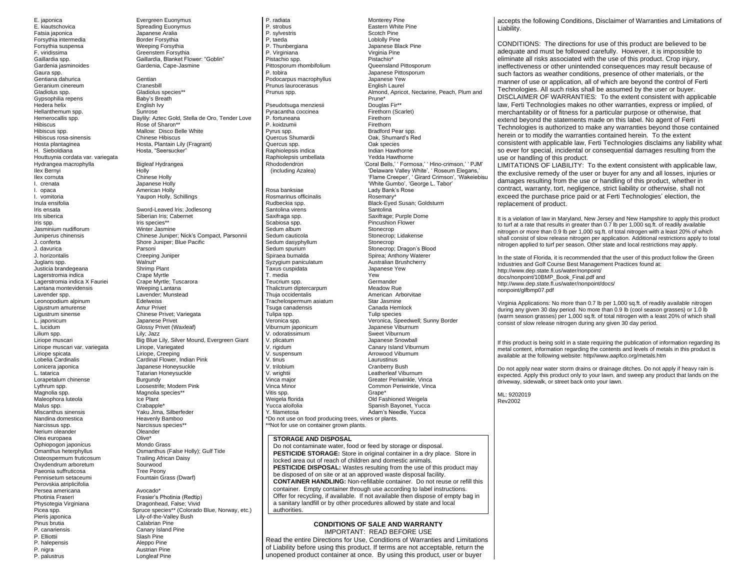| | |
|---|---|
| E. japonica | Evergreen Euonymus |
| E. kiautschovica | Spreading Euonymus |
| Fatsia japonica | Japanese Aralia |
| Forsythia intermedia | Border Forsythia |
| Forsythia suspensa | Weeping Forsythia |
| F. viridissima | Greenstem Forsythia |
| Gaillardia spp. | Gaillardia, Blanket Flower: "Goblin" |
| Gardenia jasminoides | Gardenia, Cape-Jasmine |
| Gaura spp. | |
| Gentiana dahurica | Gentian |
| Geranium cinereum | Cranesbill |
| Gladiolus spp. | Gladiolus species** |
| Gypsophilia repens | Baby's Breath |
| Hedera helix | English Ivy |
| Hellanthemum spp. | Sunrose |
| Hemerocallis spp. | Daylily: Aztec Gold, Stella de Oro, Tender Love |
| Hibiscus | Rose of Sharon** |
| Hibiscus spp. | Mallow: Disco Belle White |
| Hibiscus rosa-sinensis | Chinese Hibiscus |
| Hosta plantaginea | Hosta, Plantain Lily (Fragrant) |
| H. Sieboldiana | Hosta, "Seersucker" |
| Houttuynia cordata var. variegata | |
| Hydrangea macrophylla | Bigleaf Hydrangea |
| Ilex Bernyi | Holly |
| Ilex cornuta | Chinese Holly |
| I. crenata | Japanese Holly |
| I. opaca | American Holly |
| I. vomitoria | Yaupon Holly, Schillings |
| Inula ensifolia | |
| Iris ensata | Sword-Leaved Iris; Jodlesong |
| Iris siberica | Siberian Iris; Cabernet |
| Iris spp. | Iris species** |
| Jasminium nudiflorum | Winter Jasmine |
| Juniperus chinensis | Chinese Juniper; Nick's Compact, Parsonnii |
| J. conferta | Shore Juniper; Blue Pacific |
| J. davurica | Parsoni |
| J. horizontalis | Creeping Juniper |
| Juglans spp. | Walnut* |
| Justicia brandegeana | Shrimp Plant |
| Lagerstromia indica | Crape Myrtle |
| Lagerstromia indica X Fauriei | Crape Myrtle; Tuscarora |
| Lantana montevidensis | Weeping Lantana |
| Lavender spp. | Lavender; Munstead |
| Leonopodium alpinum | Edelweiss |
| Ligustrum amurense | Amur Privet |
| Ligustrum sinense | Chinese Privet; Variegata |
| L. japonicum | Japanese Privet |
| L. lucidum | Glossy Privet (Waxleaf) |
| Lilium spp. | Lily; Jazz |
| Liriope muscari | Big Blue Lily, Silver Mound, Evergreen Giant |
| Liriope muscari var. variegata | Liriope, Variegated |
| Liriope spicata | Liriope, Creeping |
| Lobelia Cardinalis | Cardinal Flower, Indian Pink |
| Lonicera japonica | Japanese Honeysuckle |
| L. tatarica | Tatarian Honeysuckle |
| Lorapetalum chinense | Burgundy |
| Lythrum spp. | Loosestrife; Modern Pink |
| Magnolia spp. | Magnolia species** |
| Maleophora luteola | Ice Plant |
| Malus spp. | Crabapple* |
| Miscanthus sinensis | Yaku Jima, Silberfeder |
| Nandina domestica | Heavenly Bamboo |
| Narcissus spp. | Narcissus species** |
| Nerium oleander | Oleander |
| Olea europaea | Olive* |
| Ophiopogon japonicus | Mondo Grass |
| Omanthus heterphyllus | Osmanthus (False Holly); Gulf Tide |
| Osteospermum fruticosum | Trailing African Daisy |
| Oxydendrum arboretum | Sourwood |
| Paeonia suffruticosa | Tree Peony |
| Pennisetum setaceumi | Fountain Grass (Dwarf) |
| Perovskia atriplicifolia | |
| Persea americana | Avocado* |
| Photinia Fraseri | Frasier's Photinia (Redtip) |
| Physotegia Virginiana | Dragonhead, False; Vivid |
| Picea spp. | Spruce species** (Colorado Blue, Norway, etc.) |
| Pieris japonica | Lily-of-the-Valley Bush |
| Pinus brutia | Calabrian Pine |
| P. canariensis | Canary Island Pine |
| P. Elliottii | Slash Pine |
| P. halepensis | Aleppo Pine |
| P. nigra | Austrian Pine |
| P. palustrus | Longleaf Pine |
| P. radiata | Monterey Pine |
| P. strobus | Eastern White Pine |
| P. sylvestris | Scotch Pine |
| P, taeda | Loblolly Pine |
| P. Thunbergiana | Japanese Black Pine |
| P. Virginiana | Virginia Pine |
| Pistachio spp. | Pistachio* |
| Pittosporum rhombifolium | Queensland Pittosporum |
| P. tobira | Japanese Pittosporum |
| Podocarpus macrophyllus | Japanese Yew |
| Prunus laurocerasus | English Laurel |
| Prunus spp. | Almond, Apricot, Nectarine, Peach, Plum and Prune* |
| Pseudotsuga menziesii | Douglas Fir** |
| Pyracantha coccinea | Firethorn (Scarlet) |
| P. fortuneana | Firethorn |
| P. koidzumii | Firethorn |
| Pyrus spp. | Bradford Pear spp. |
| Quercus Shumardii | Oak, Shumard's Red |
| Quercus spp. | Oak species |
| Raphiolepsis indica | Indian Hawthorne |
| Raphiolepsis umbellata | Yedda Hawthorne |
| Rhododendron (including Azalea) | 'Coral Bells,' ' Formosa,' ' Hino-crimson,' ' PJM' 'Delaware Valley White', ' Roseum Elegans,' 'Flame Creeper', ' Girard Crimson', 'Wakeiebisu 'White Gumbo', 'George L. Tabor' |
| Rosa banksiae | Lady Bank's Rose |
| Rosmarinus officinalis | Rosemary* |
| Rudbeckia spp. | Black-Eyed Susan; Goldsturm |
| Santolina virens | Santolina |
| Saxifraga spp. | Saxifrage; Purple Dome |
| Scabiosa spp. | Pincushion Flower |
| Sedum album | Stonecrop |
| Sedum cauticola | Stonecrop; Lidakense |
| Sedum dasyphyllum | Stonecrop |
| Sedum spurium | Stonecrop; Dragon's Blood |
| Spiraea bumalda | Spirea; Anthony Waterer |
| Syzygium paniculatum | Australian Brushcherry |
| Taxus cuspidata | Japanese Yew |
| T. media | Yew |
| Teucrium spp. | Germander |
| Thalictrum diptercarpum | Meadow Rue |
| Thuja occidentalis | American Arborvitae |
| Trachelospermum asiatum | Star Jasmine |
| Tsuga canadensis | Canada Hemlock |
| Tulipa spp. | Tulip species |
| Veronica spp. | Veronica, Speedwell; Sunny Border |
| Viburnum japonicum | Japanese Viburnum |
| V. odoratissimum | Sweet Viburnum |
| V. plicatum | Japanese Snowball |
| V. rigidum | Canary Island Viburnum |
| V. suspensum | Arrowood Viburnum |
| V. tinus | Laurustinus |
| V. trilobium | Cranberry Bush |
| V. wrightii | Leatherleaf Viburnum |
| Vinca major | Greater Periwinkle, Vinca |
| Vinca Minor | Common Periwinkle, Vinca |
| Vitis spp. | Grape* |
| Weigela florida | Old Fashioned Weigela |
| Yucca aloifolia | Spanish Bayonet, Yucca |
| Y. filametosa | Adam's Needle, Yucca |

*Do not use on food producing trees, vines or plants.
**Not for use on container grown plants.

**STORAGE AND DISPOSAL**

Do not contaminate water, food or feed by storage or disposal.

**PESTICIDE STORAGE:** Store in original container in a dry place. Store in locked area out of reach of children and domestic animals.

**PESTICIDE DISPOSAL:** Wastes resulting from the use of this product may be disposed of on site or at an approved waste disposal facility.

**CONTAINER HANDLING:** Non-refillable container. Do not reuse or refill this container. Empty container through use according to label instructions. Offer for recycling, if available. If not available then dispose of empty bag in a sanitary landfill or by other procedures allowed by state and local authorities.

**CONDITIONS OF SALE AND WARRANTY**

IMPORTANT: READ BEFORE USE

Read the entire Directions for Use, Conditions of Warranties and Limitations of Liability before using this product. If terms are not acceptable, return the unopened product container at once. By using this product, user or buyer accepts the following Conditions, Disclaimer of Warranties and Limitations of Liability.

CONDITIONS: The directions for use of this product are believed to be adequate and must be followed carefully. However, it is impossible to eliminate all risks associated with the use of this product. Crop injury, ineffectiveness or other unintended consequences may result because of such factors as weather conditions, presence of other materials, or the manner of use or application, all of which are beyond the control of Ferti Technologies. All such risks shall be assumed by the user or buyer.
DISCLAIMER OF WARRANTIES: To the extent consistent with applicable law, Ferti Technologies makes no other warranties, express or implied, of merchantability or of fitness for a particular purpose or otherwise, that extend beyond the statements made on this label. No agent of Ferti Technologies is authorized to make any warranties beyond those contained herein or to modify the warranties contained herein. To the extent consistent with applicable law, Ferti Technologies disclaims any liability what so ever for special, incidental or consequential damages resulting from the use or handling of this product.
LIMITATIONS OF LIABILITY: To the extent consistent with applicable law, the exclusive remedy of the user or buyer for any and all losses, injuries or damages resulting from the use or handling of this product, whether in contract, warranty, tort, negligence, strict liability or otherwise, shall not exceed the purchase price paid or at Ferti Technologies' election, the replacement of product.

It is a violation of law in Maryland, New Jersey and New Hampshire to apply this product to turf at a rate that results in greater than 0.7 lb per 1,000 sq.ft. of readily available nitrogen or more than 0.9 lb per 1,000 sq.ft. of total nitrogen with a least 20% of which shall consist of slow release nitrogen per application. Additional restrictions apply to total nitrogen applied to turf per season. Other state and local restrictions may apply.

In the state of Florida, it is recommended that the user of this product follow the Green Industries and Golf Course Best Management Practices found at:
http://www.dep.state.fi.us/water/nonpoint/
docs/nonpoint/10BMP_Book_Final.pdf and
http://www.dep.state.fl.us/water/nonpoint/docs/
nonpoint/glfbmp07.pdf

Virginia Applications: No more than 0.7 lb per 1,000 sq.ft. of readily available nitrogen during any given 30 day period. No more than 0.9 lb (cool season grasses) or 1.0 lb (warm season grasses) per 1,000 sq.ft. of total nitrogen with a least 20% of which shall consist of slow release nitrogen during any given 30 day period.

If this product is being sold in a state requiring the publication of information regarding its metal content, information regarding the contents and levels of metals in this product is available at the following website: http//www.aapfco.org/metals.htm

Do not apply near water storm drains or drainage ditches. Do not apply if heavy rain is expected. Apply this product only to your lawn, and sweep any product that lands on the driveway, sidewalk, or street back onto your lawn.

ML: 9202019
Rev2002